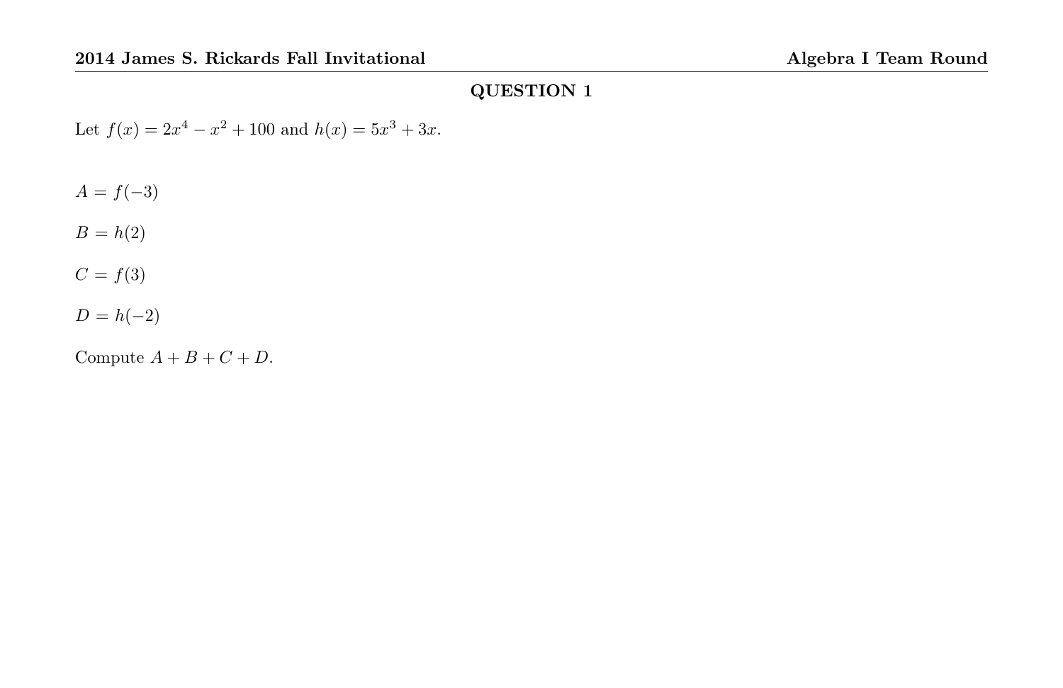## QUESTION 1

Let $f(x) = 2x^4 - x^2 + 100$ and $h(x) = 5x^3 + 3x$.

$A = f(-3)$

$B = h(2)$

$C = f(3)$

$D = h(-2)$

Compute $A + B + C + D$.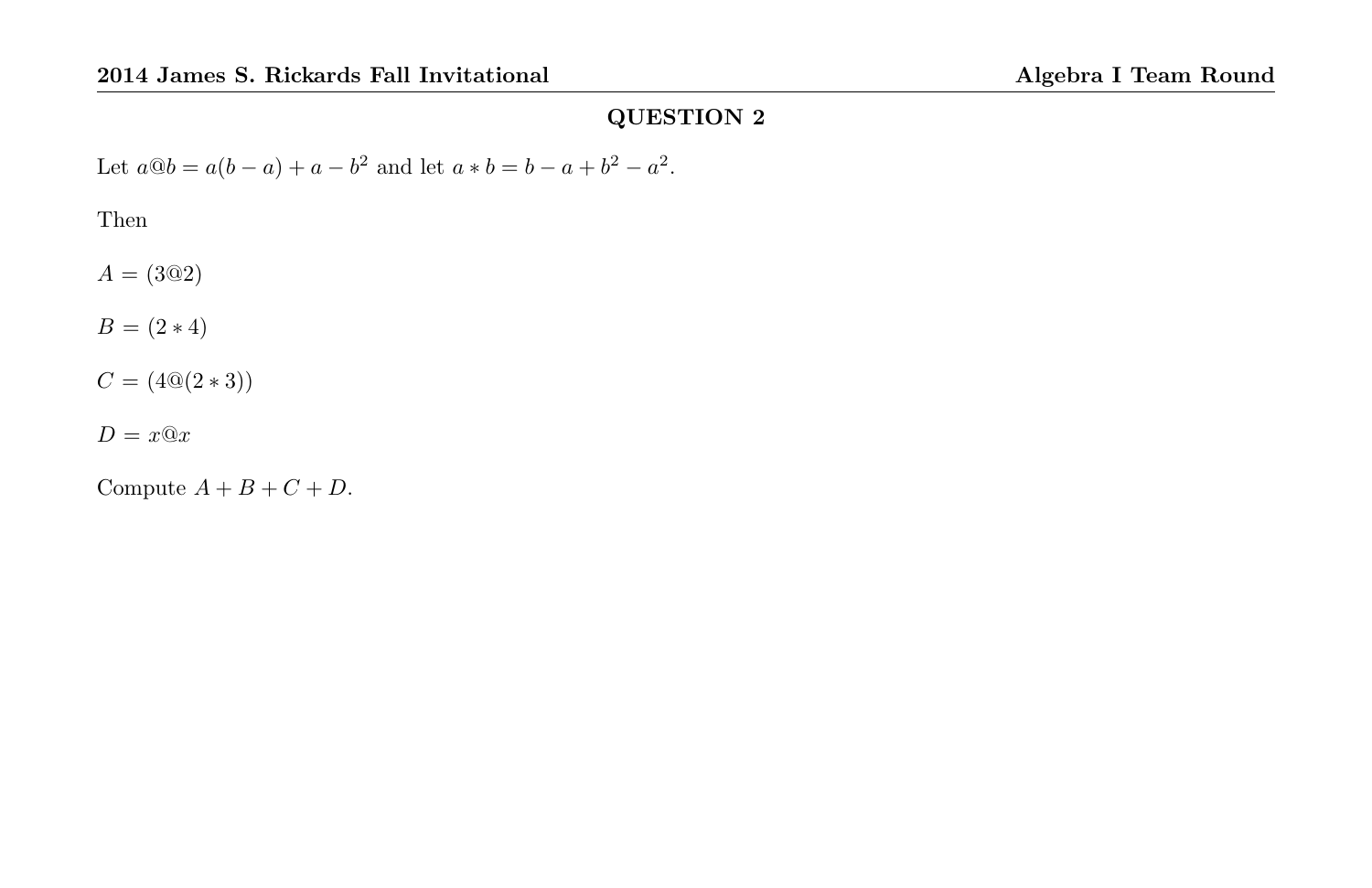## QUESTION 2

Let $a@b = a(b-a) + a - b^2$ and let $a * b = b - a + b^2 - a^2$.

Then

$A = (3@2)$

$B = (2 * 4)$

$C = (4@(2 * 3))$

$D = x@x$

Compute $A + B + C + D$.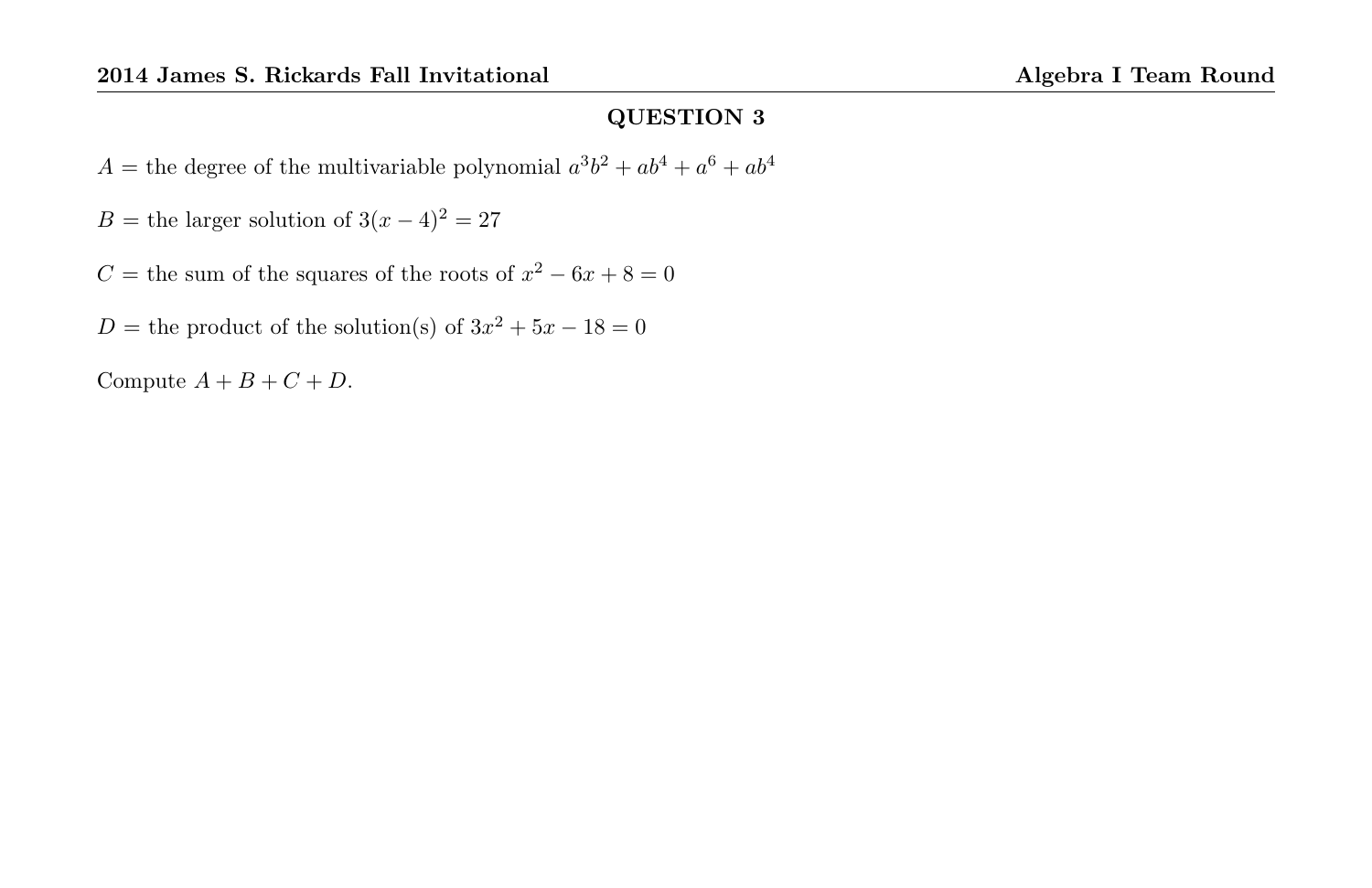## QUESTION 3

$A =$ the degree of the multivariable polynomial $a^3b^2 + ab^4 + a^6 + ab^4$

$B =$ the larger solution of $3(x-4)^2 = 27$

$C =$ the sum of the squares of the roots of $x^2 - 6x + 8 = 0$

$D =$ the product of the solution(s) of $3x^2 + 5x - 18 = 0$

Compute $A + B + C + D$.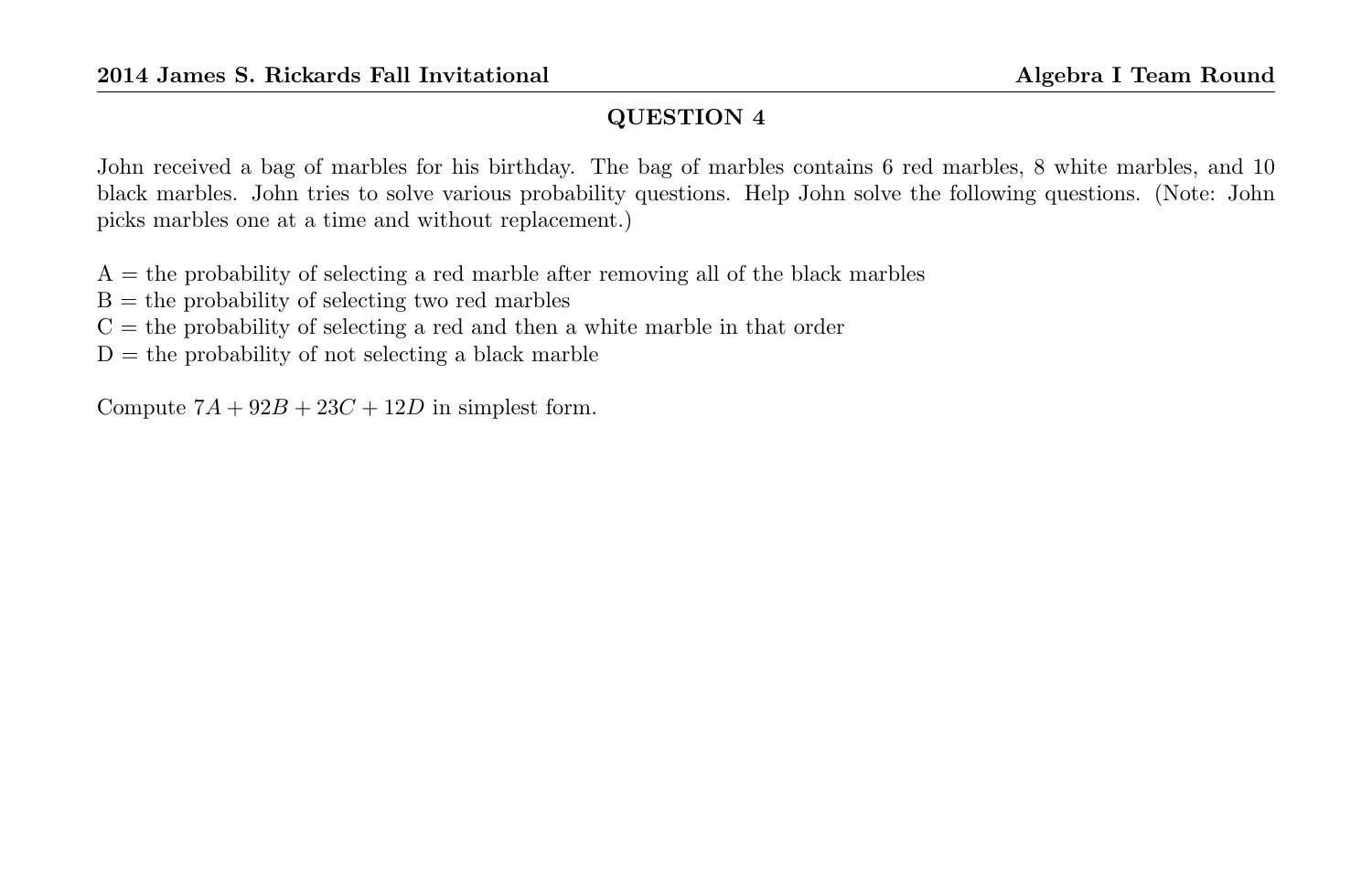## QUESTION 4

John received a bag of marbles for his birthday. The bag of marbles contains 6 red marbles, 8 white marbles, and 10 black marbles. John tries to solve various probability questions. Help John solve the following questions. (Note: John picks marbles one at a time and without replacement.)

A = the probability of selecting a red marble after removing all of the black marbles
B = the probability of selecting two red marbles
C = the probability of selecting a red and then a white marble in that order
D = the probability of not selecting a black marble

Compute $7A + 92B + 23C + 12D$ in simplest form.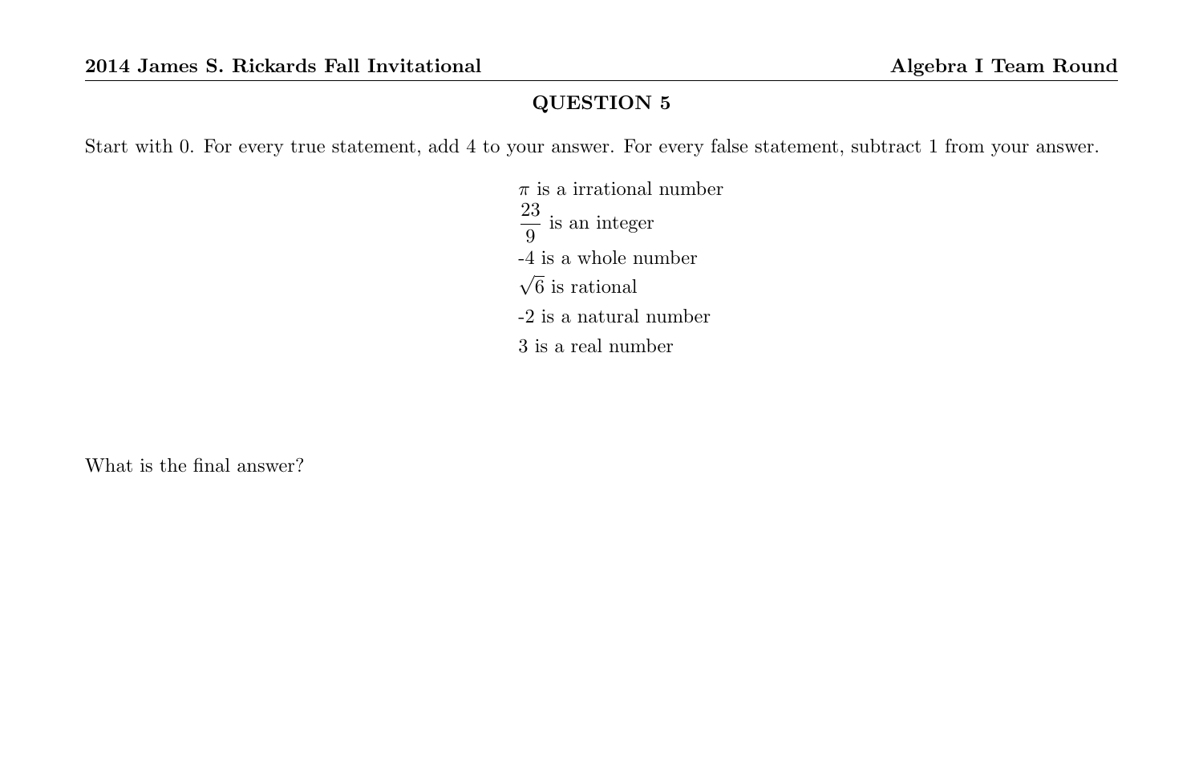## QUESTION 5

Start with 0. For every true statement, add 4 to your answer. For every false statement, subtract 1 from your answer.

$\pi$ is a irrational number

$\frac{23}{9}$ is an integer

-4 is a whole number

$\sqrt{6}$ is rational

-2 is a natural number

3 is a real number

What is the final answer?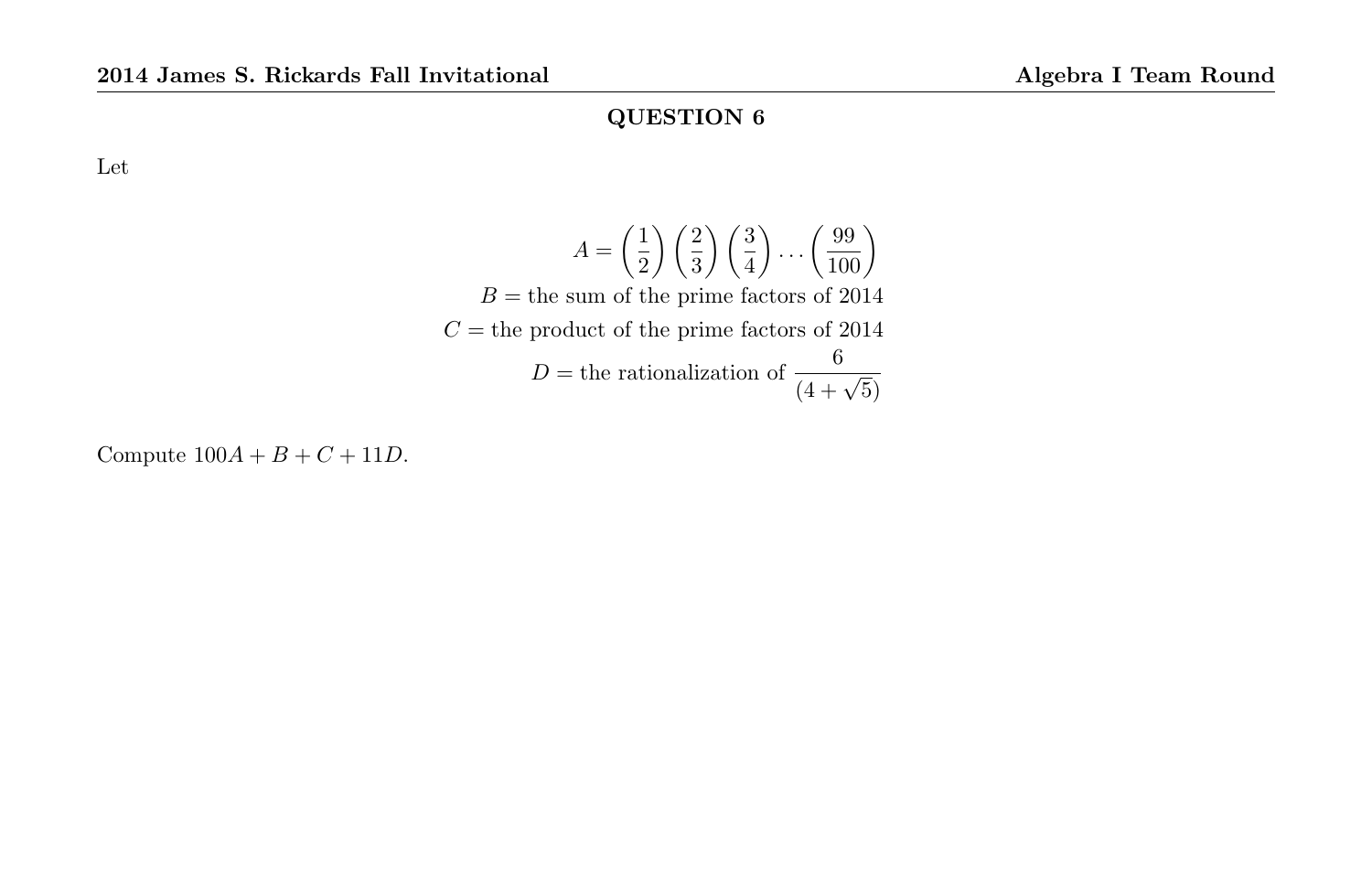## QUESTION 6

Let

$$A = \left(\frac{1}{2}\right)\left(\frac{2}{3}\right)\left(\frac{3}{4}\right)\cdots\left(\frac{99}{100}\right)$$

$$B = \text{the sum of the prime factors of 2014}$$

$$C = \text{the product of the prime factors of 2014}$$

$$D = \text{the rationalization of } \frac{6}{(4+\sqrt{5})}$$

Compute $100A + B + C + 11D$.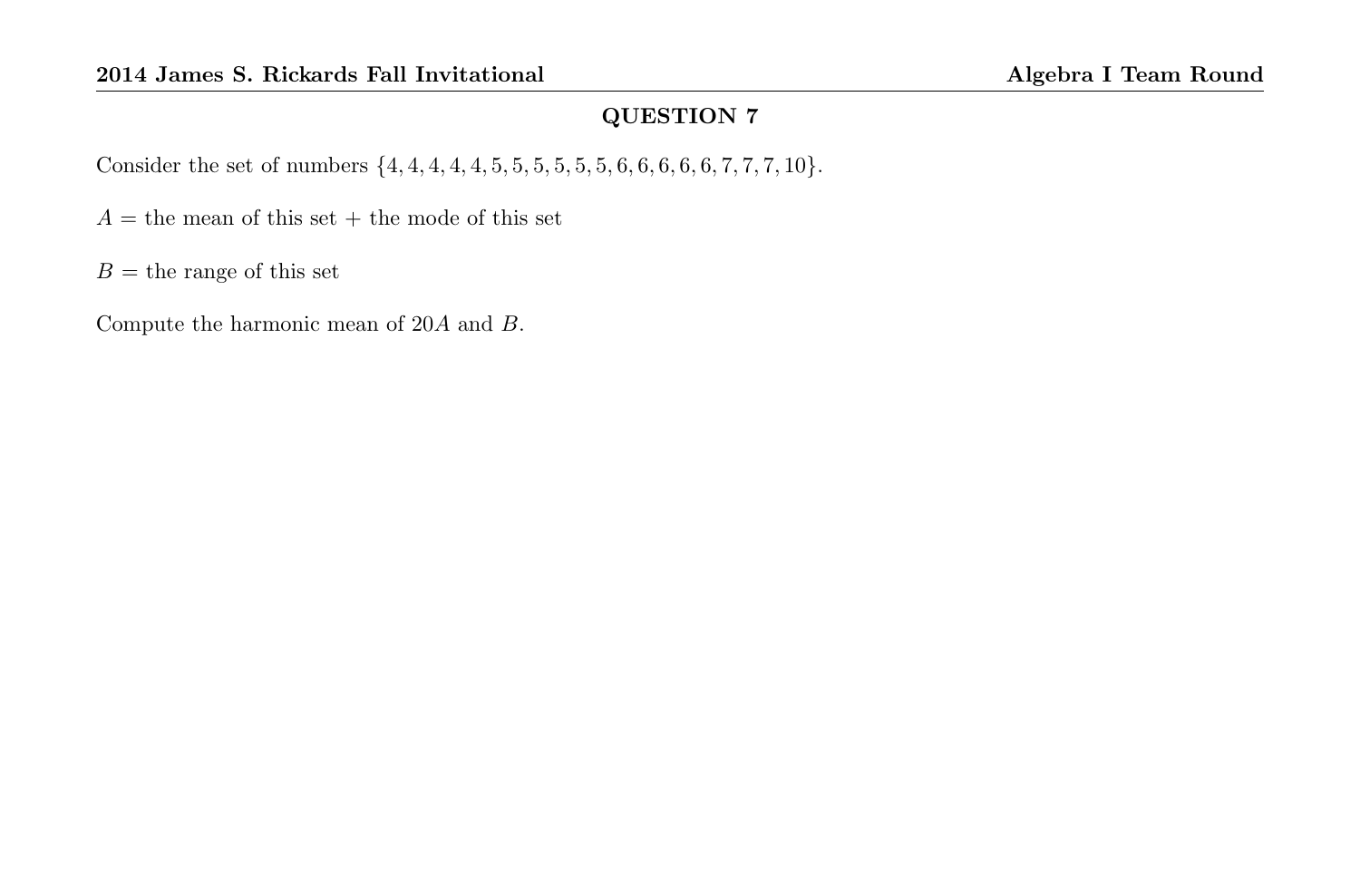## QUESTION 7

Consider the set of numbers $\{4, 4, 4, 4, 4, 5, 5, 5, 5, 5, 5, 6, 6, 6, 6, 6, 7, 7, 7, 10\}$.

$A =$ the mean of this set $+$ the mode of this set

$B =$ the range of this set

Compute the harmonic mean of $20A$ and $B$.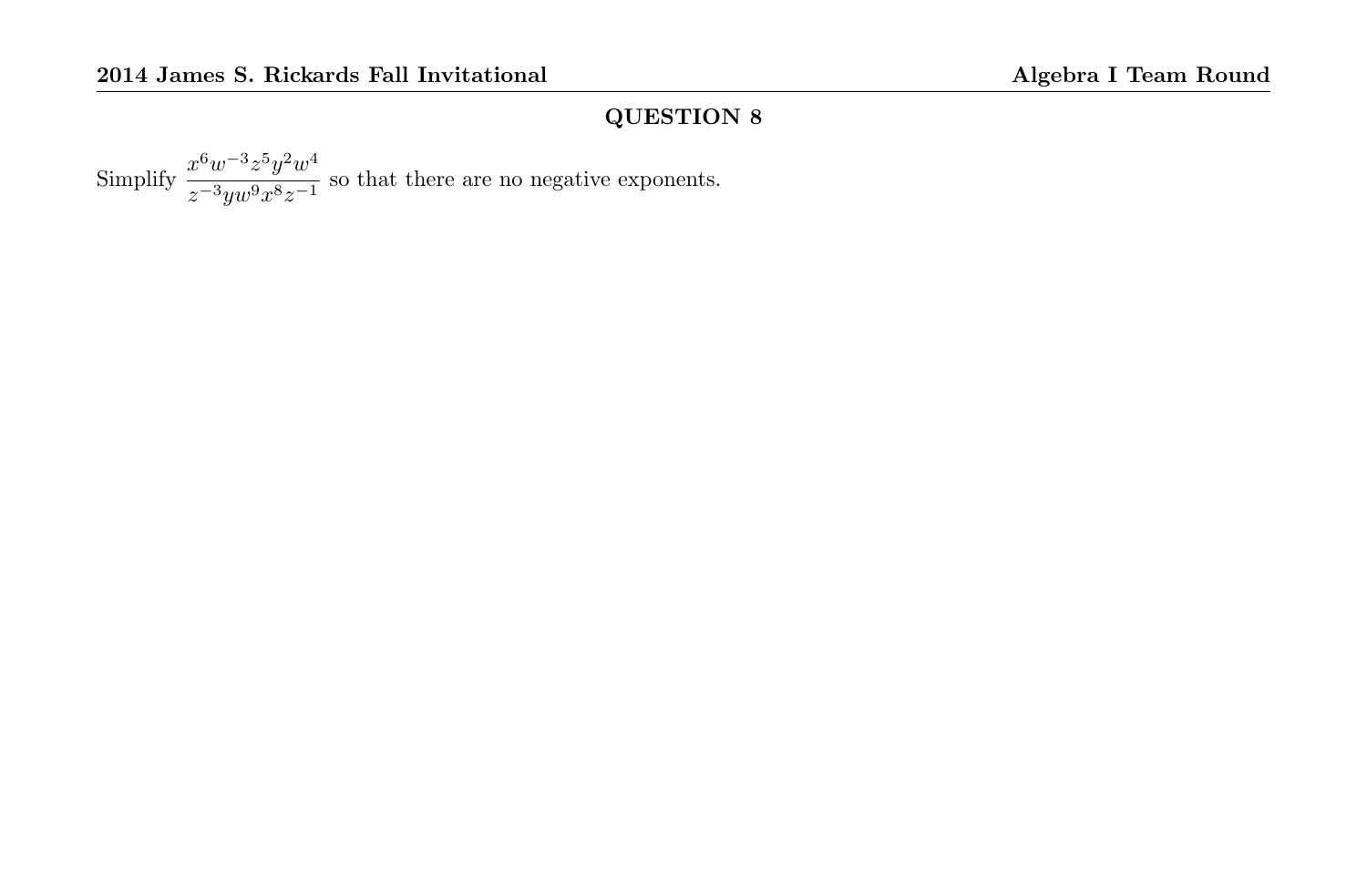## QUESTION 8

Simplify $\dfrac{x^6 w^{-3} z^5 y^2 w^4}{z^{-3} y w^9 x^8 z^{-1}}$ so that there are no negative exponents.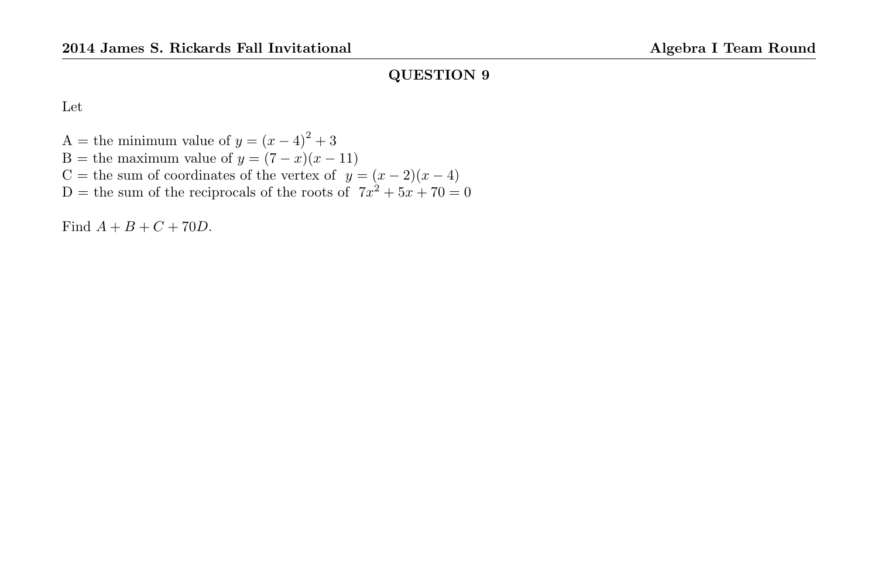## QUESTION 9

Let

A = the minimum value of $y = (x-4)^2 + 3$
B = the maximum value of $y = (7-x)(x-11)$
C = the sum of coordinates of the vertex of $y = (x-2)(x-4)$
D = the sum of the reciprocals of the roots of $7x^2 + 5x + 70 = 0$

Find $A + B + C + 70D$.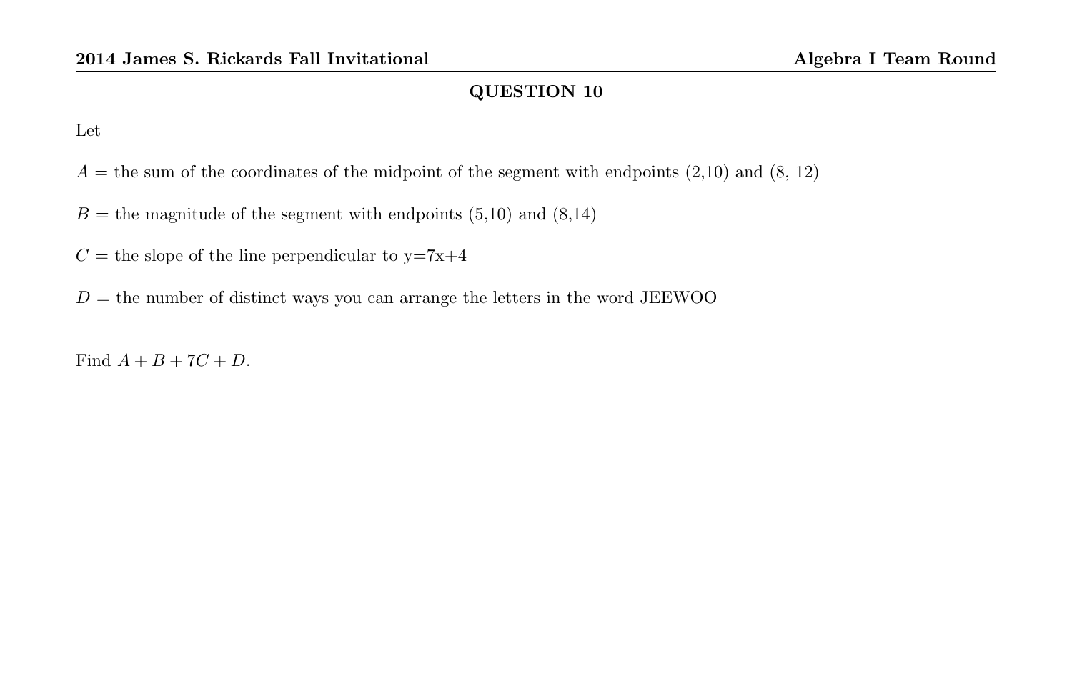## QUESTION 10

Let

$A$ = the sum of the coordinates of the midpoint of the segment with endpoints (2,10) and (8, 12)

$B$ = the magnitude of the segment with endpoints (5,10) and (8,14)

$C$ = the slope of the line perpendicular to y=7x+4

$D$ = the number of distinct ways you can arrange the letters in the word JEEWOO

Find $A + B + 7C + D$.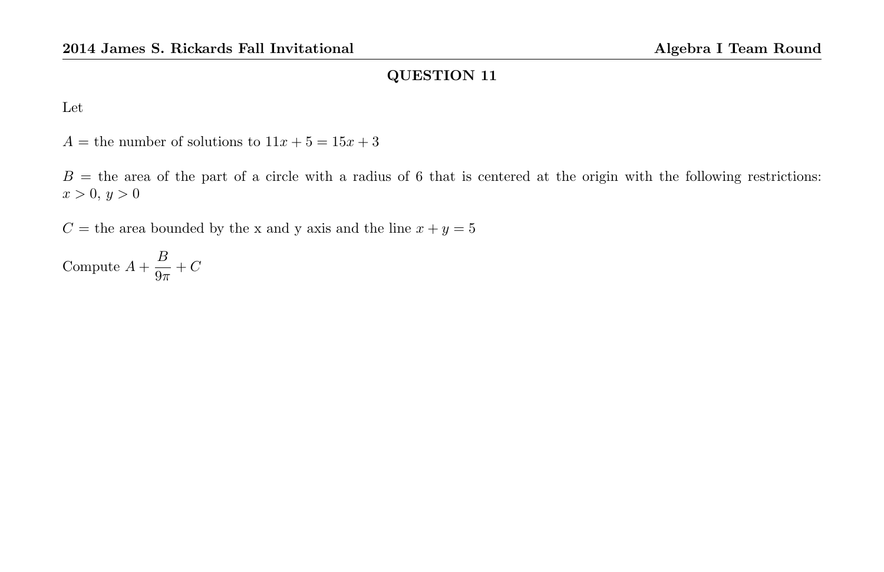## QUESTION 11

Let

$A =$ the number of solutions to $11x + 5 = 15x + 3$

$B =$ the area of the part of a circle with a radius of 6 that is centered at the origin with the following restrictions: $x > 0$, $y > 0$

$C =$ the area bounded by the x and y axis and the line $x + y = 5$

Compute $A + \dfrac{B}{9\pi} + C$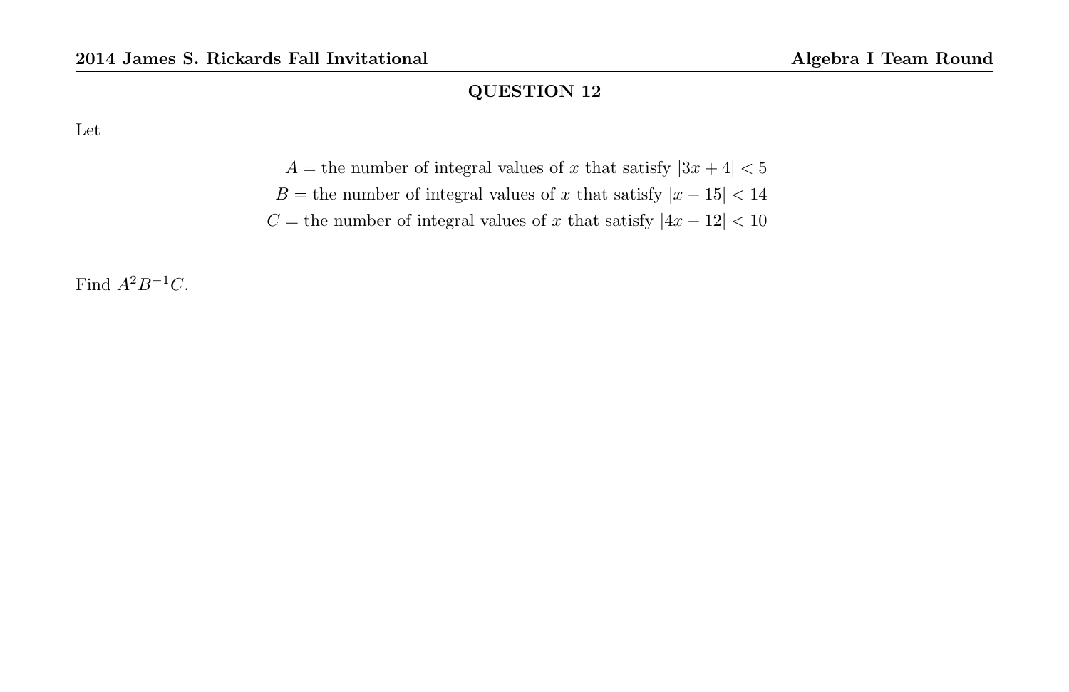## QUESTION 12

Let

$$A = \text{the number of integral values of } x \text{ that satisfy } |3x + 4| < 5$$
$$B = \text{the number of integral values of } x \text{ that satisfy } |x - 15| < 14$$
$$C = \text{the number of integral values of } x \text{ that satisfy } |4x - 12| < 10$$

Find $A^2B^{-1}C$.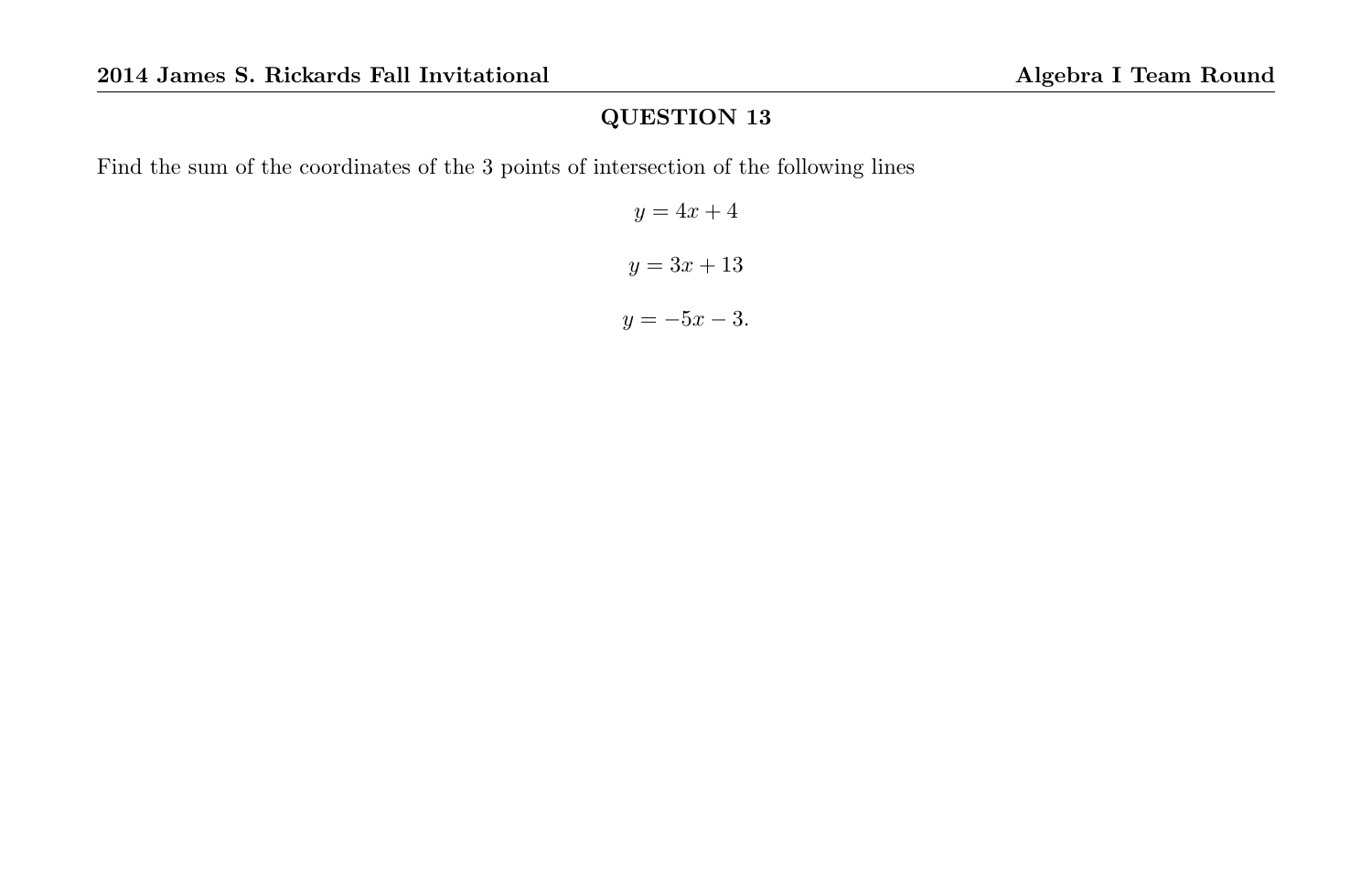## QUESTION 13

Find the sum of the coordinates of the 3 points of intersection of the following lines

$$y = 4x + 4$$

$$y = 3x + 13$$

$$y = -5x - 3.$$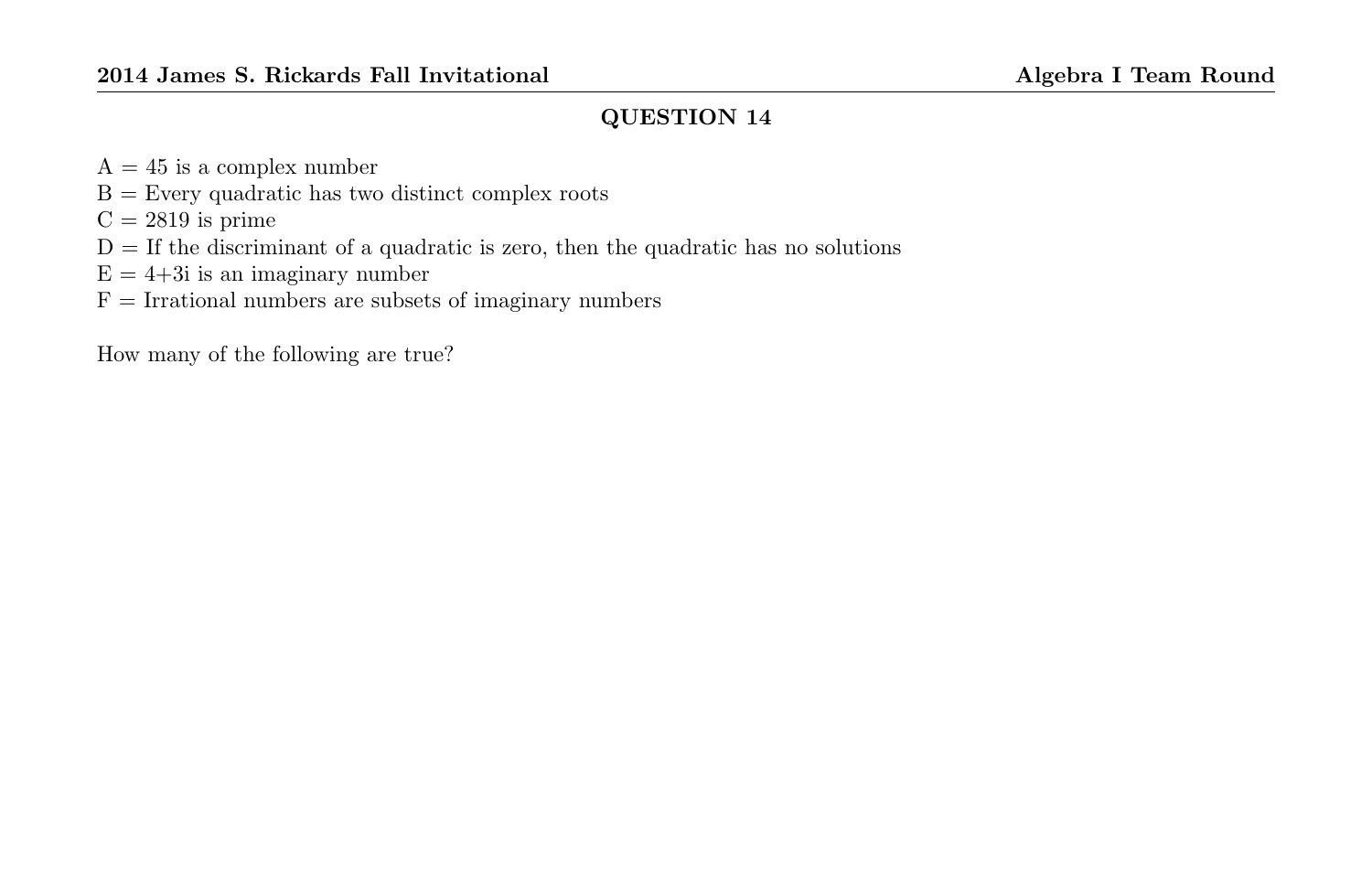## QUESTION 14

A = 45 is a complex number
B = Every quadratic has two distinct complex roots
C = 2819 is prime
D = If the discriminant of a quadratic is zero, then the quadratic has no solutions
E = 4+3i is an imaginary number
F = Irrational numbers are subsets of imaginary numbers

How many of the following are true?